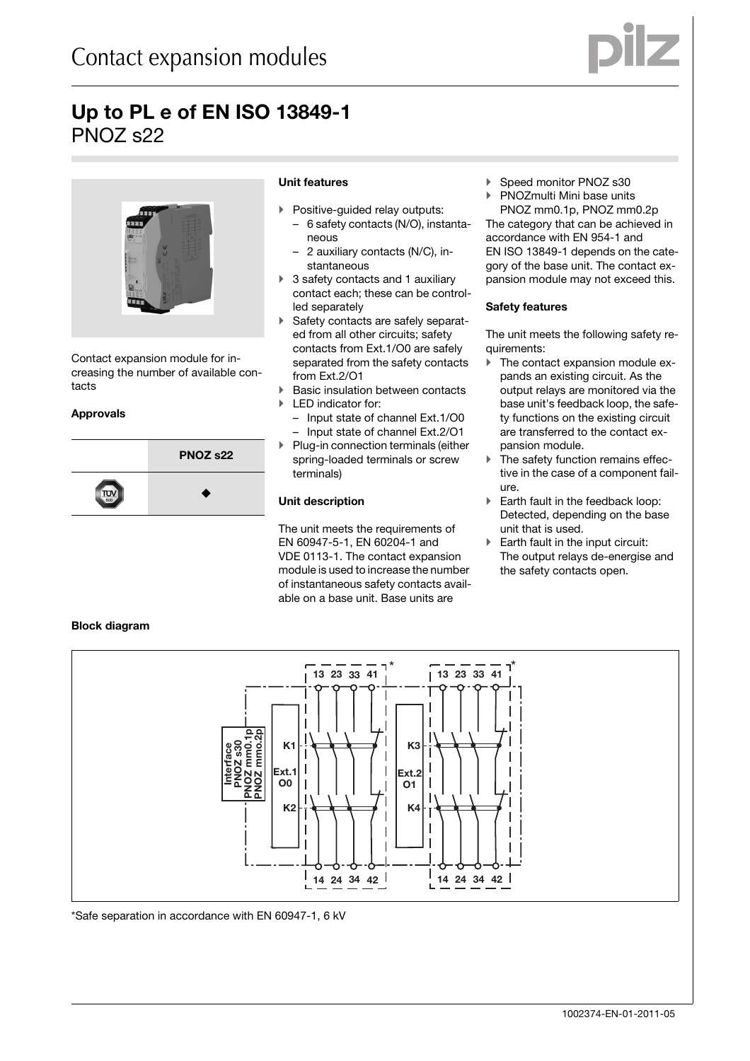# Contact expansion modules

## Up to PL e of EN ISO 13849-1

PNOZ s22

Contact expansion module for increasing the number of available contacts

### Approvals

| | PNOZ s22 |
|---|---|
| TÜV SÜD | ◆ |

### Unit features

- Positive-guided relay outputs:
  - 6 safety contacts (N/O), instantaneous
  - 2 auxiliary contacts (N/C), instantaneous
- 3 safety contacts and 1 auxiliary contact each; these can be controlled separately
- Safety contacts are safely separated from all other circuits; safety contacts from Ext.1/O0 are safely separated from the safety contacts from Ext.2/O1
- Basic insulation between contacts
- LED indicator for:
  - Input state of channel Ext.1/O0
  - Input state of channel Ext.2/O1
- Plug-in connection terminals (either spring-loaded terminals or screw terminals)

### Unit description

The unit meets the requirements of EN 60947-5-1, EN 60204-1 and VDE 0113-1. The contact expansion module is used to increase the number of instantaneous safety contacts available on a base unit. Base units are

- Speed monitor PNOZ s30
- PNOZmulti Mini base units PNOZ mm0.1p, PNOZ mm0.2p

The category that can be achieved in accordance with EN 954-1 and EN ISO 13849-1 depends on the category of the base unit. The contact expansion module may not exceed this.

### Safety features

The unit meets the following safety requirements:

- The contact expansion module expands an existing circuit. As the output relays are monitored via the base unit's feedback loop, the safety functions on the existing circuit are transferred to the contact expansion module.
- The safety function remains effective in the case of a component failure.
- Earth fault in the feedback loop: Detected, depending on the base unit that is used.
- Earth fault in the input circuit: The output relays de-energise and the safety contacts open.

### Block diagram

Interface PNOZ s30 PNOZ mm0.1p PNOZ mmo.2p

K1, Ext.1 O0, K2: 13 23 33 41 / 14 24 34 42 *

K3, Ext.2 O1, K4: 13 23 33 41 / 14 24 34 42 *

*Safe separation in accordance with EN 60947-1, 6 kV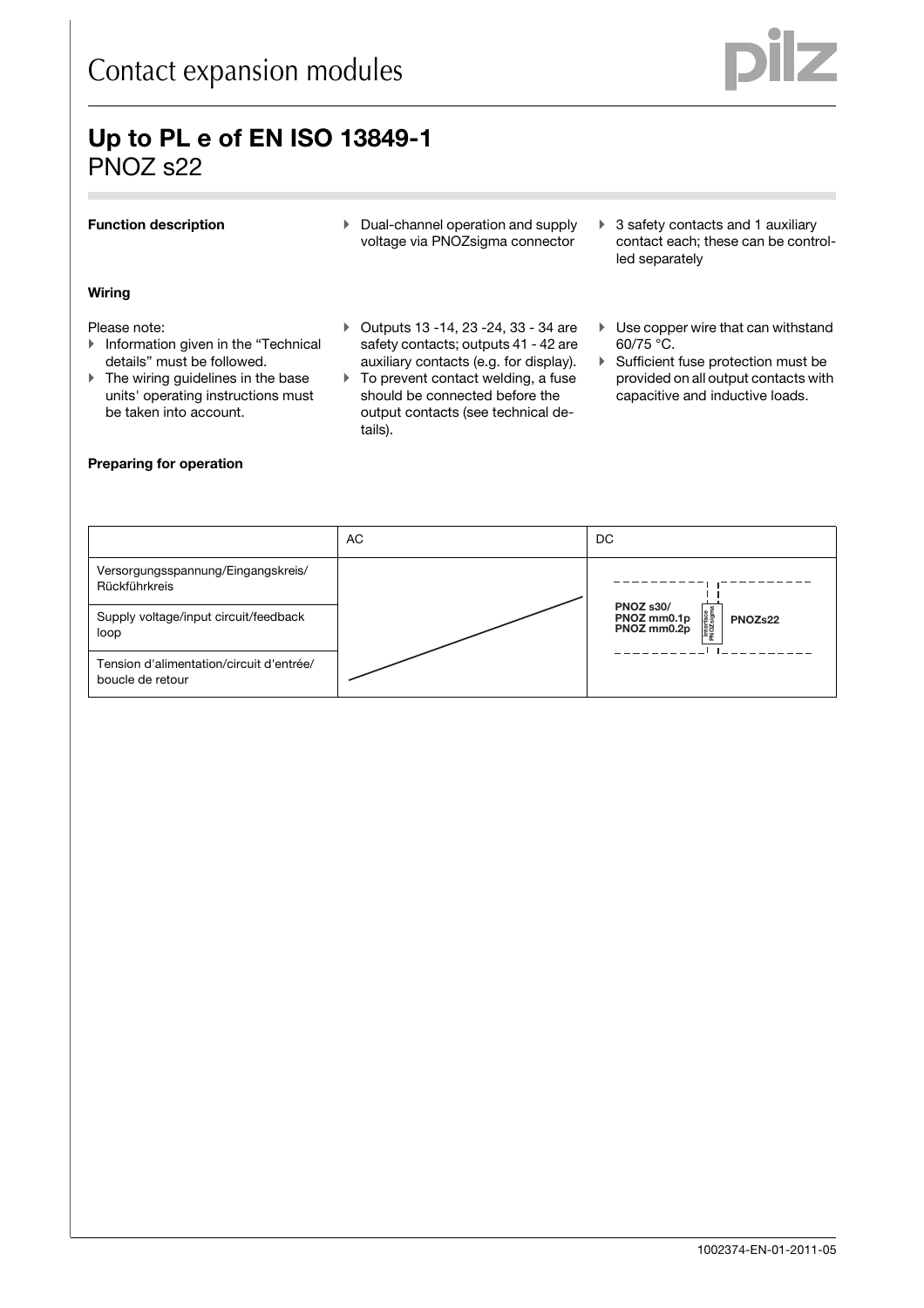# Contact expansion modules

## Up to PL e of EN ISO 13849-1
PNOZ s22

### Function description

- Dual-channel operation and supply voltage via PNOZsigma connector
- 3 safety contacts and 1 auxiliary contact each; these can be controlled separately

### Wiring

Please note:

- Information given in the "Technical details" must be followed.
- The wiring guidelines in the base units' operating instructions must be taken into account.
- Outputs 13 -14, 23 -24, 33 - 34 are safety contacts; outputs 41 - 42 are auxiliary contacts (e.g. for display).
- To prevent contact welding, a fuse should be connected before the output contacts (see technical details).
- Use copper wire that can withstand 60/75 °C.
- Sufficient fuse protection must be provided on all output contacts with capacitive and inductive loads.

### Preparing for operation

| | AC | DC |
|---|---|---|
| Versorgungsspannung/Eingangskreis/ Rückführkreis<br>Supply voltage/input circuit/feedback loop<br>Tension d'alimentation/circuit d'entrée/ boucle de retour | | PNOZ s30/ PNOZ mm0.1p PNOZ mm0.2p — Interface PNOZsigma — PNOZs22 |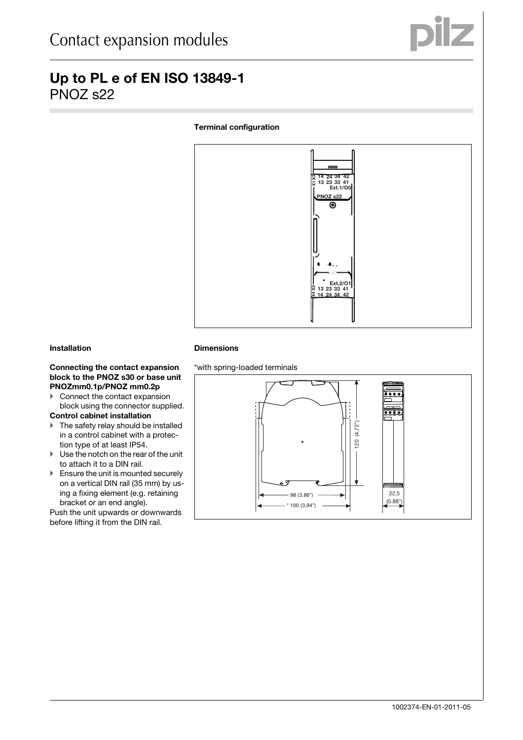# Contact expansion modules

## Up to PL e of EN ISO 13849-1

PNOZ s22

**Terminal configuration**

**Installation**

**Connecting the contact expansion block to the PNOZ s30 or base unit PNOZmm0.1p/PNOZ mm0.2p**

- Connect the contact expansion block using the connector supplied.

**Control cabinet installation**

- The safety relay should be installed in a control cabinet with a protection type of at least IP54.
- Use the notch on the rear of the unit to attach it to a DIN rail.
- Ensure the unit is mounted securely on a vertical DIN rail (35 mm) by using a fixing element (e.g. retaining bracket or an end angle).

Push the unit upwards or downwards before lifting it from the DIN rail.

**Dimensions**

*with spring-loaded terminals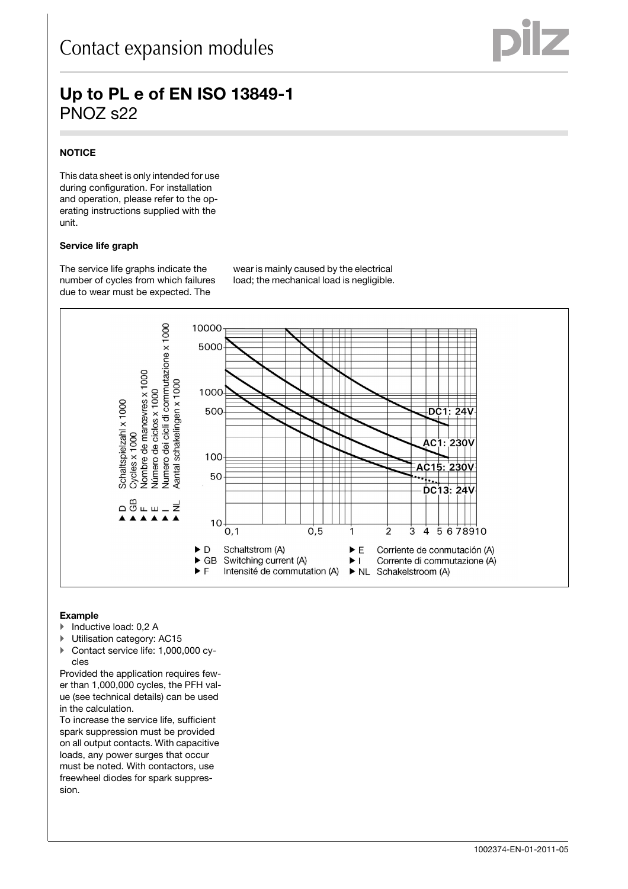# Contact expansion modules

## Up to PL e of EN ISO 13849-1

PNOZ s22

**NOTICE**

This data sheet is only intended for use during configuration. For installation and operation, please refer to the operating instructions supplied with the unit.

**Service life graph**

The service life graphs indicate the number of cycles from which failures due to wear must be expected. The wear is mainly caused by the electrical load; the mechanical load is negligible.

▶ D Schaltspielzahl x 1000
▶ GB Cycles x 1000
▶ F Nombre de manœvres x 1000
▶ E Número de ciclos x 1000
▶ I Numero dei cicli di commutazione x 1000
▶ NL Aantal schakelingen x 1000

DC1: 24V
AC1: 230V
AC15: 230V
DC13: 24V

▶ D Schaltstrom (A)
▶ GB Switching current (A)
▶ F Intensité de commutation (A)
▶ E Corriente de conmutación (A)
▶ I Corrente di commutazione (A)
▶ NL Schakelstroom (A)

**Example**

- Inductive load: 0,2 A
- Utilisation category: AC15
- Contact service life: 1,000,000 cycles

Provided the application requires fewer than 1,000,000 cycles, the PFH value (see technical details) can be used in the calculation.

To increase the service life, sufficient spark suppression must be provided on all output contacts. With capacitive loads, any power surges that occur must be noted. With contactors, use freewheel diodes for spark suppression.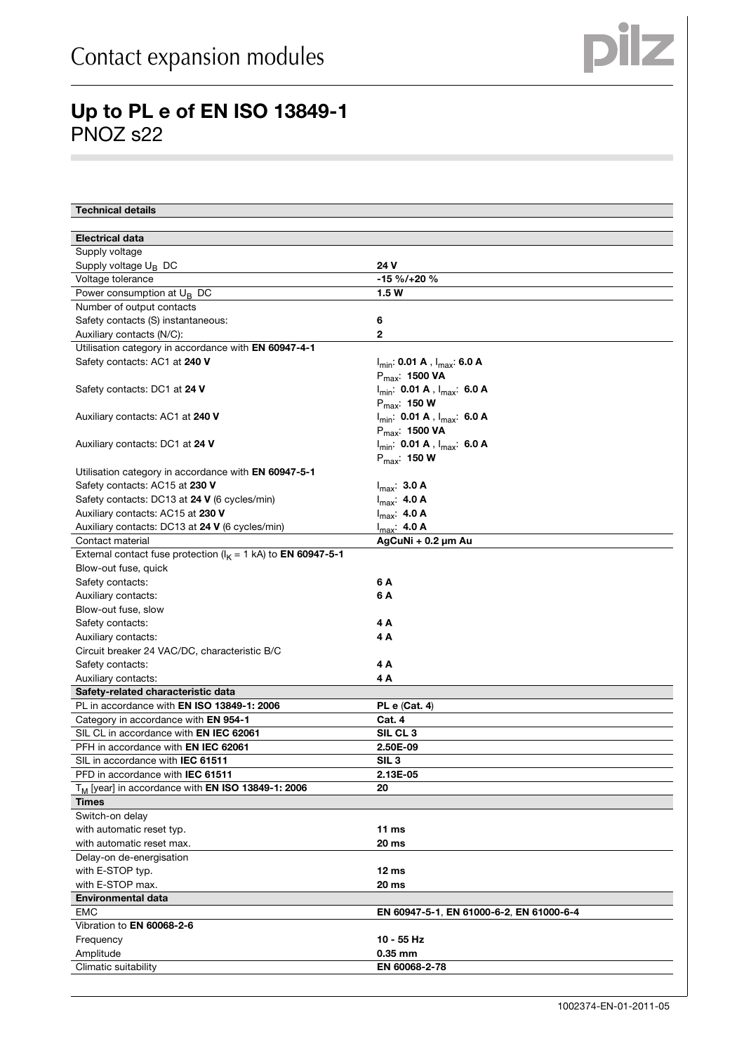# Contact expansion modules

## Up to PL e of EN ISO 13849-1
PNOZ s22

| Technical details | |
|---|---|
| **Electrical data** | |
| Supply voltage | |
| Supply voltage $U_B$ DC | **24 V** |
| Voltage tolerance | **-15 %/+20 %** |
| Power consumption at $U_B$ DC | **1.5 W** |
| Number of output contacts | |
| Safety contacts (S) instantaneous: | **6** |
| Auxiliary contacts (N/C): | **2** |
| Utilisation category in accordance with **EN 60947-4-1** | |
| Safety contacts: AC1 at **240 V** | $I_{min}$: **0.01 A** , $I_{max}$: **6.0 A** $P_{max}$: **1500 VA** |
| Safety contacts: DC1 at **24 V** | $I_{min}$: **0.01 A** , $I_{max}$: **6.0 A** $P_{max}$: **150 W** |
| Auxiliary contacts: AC1 at **240 V** | $I_{min}$: **0.01 A** , $I_{max}$: **6.0 A** $P_{max}$: **1500 VA** |
| Auxiliary contacts: DC1 at **24 V** | $I_{min}$: **0.01 A** , $I_{max}$: **6.0 A** $P_{max}$: **150 W** |
| Utilisation category in accordance with **EN 60947-5-1** | |
| Safety contacts: AC15 at **230 V** | $I_{max}$: **3.0 A** |
| Safety contacts: DC13 at **24 V** (6 cycles/min) | $I_{max}$: **4.0 A** |
| Auxiliary contacts: AC15 at **230 V** | $I_{max}$: **4.0 A** |
| Auxiliary contacts: DC13 at **24 V** (6 cycles/min) | $I_{max}$: **4.0 A** |
| Contact material | **AgCuNi + 0.2 µm Au** |
| External contact fuse protection ($I_K$ = 1 kA) to **EN 60947-5-1** | |
| Blow-out fuse, quick | |
| Safety contacts: | **6 A** |
| Auxiliary contacts: | **6 A** |
| Blow-out fuse, slow | |
| Safety contacts: | **4 A** |
| Auxiliary contacts: | **4 A** |
| Circuit breaker 24 VAC/DC, characteristic B/C | |
| Safety contacts: | **4 A** |
| Auxiliary contacts: | **4 A** |
| **Safety-related characteristic data** | |
| PL in accordance with **EN ISO 13849-1: 2006** | **PL e** (**Cat. 4**) |
| Category in accordance with **EN 954-1** | **Cat. 4** |
| SIL CL in accordance with **EN IEC 62061** | **SIL CL 3** |
| PFH in accordance with **EN IEC 62061** | **2.50E-09** |
| SIL in accordance with **IEC 61511** | **SIL 3** |
| PFD in accordance with **IEC 61511** | **2.13E-05** |
| $T_M$ [year] in accordance with **EN ISO 13849-1: 2006** | **20** |
| **Times** | |
| Switch-on delay | |
| with automatic reset typ. | **11 ms** |
| with automatic reset max. | **20 ms** |
| Delay-on de-energisation | |
| with E-STOP typ. | **12 ms** |
| with E-STOP max. | **20 ms** |
| **Environmental data** | |
| EMC | **EN 60947-5-1, EN 61000-6-2, EN 61000-6-4** |
| Vibration to **EN 60068-2-6** | |
| Frequency | **10 - 55 Hz** |
| Amplitude | **0.35 mm** |
| Climatic suitability | **EN 60068-2-78** |

1002374-EN-01-2011-05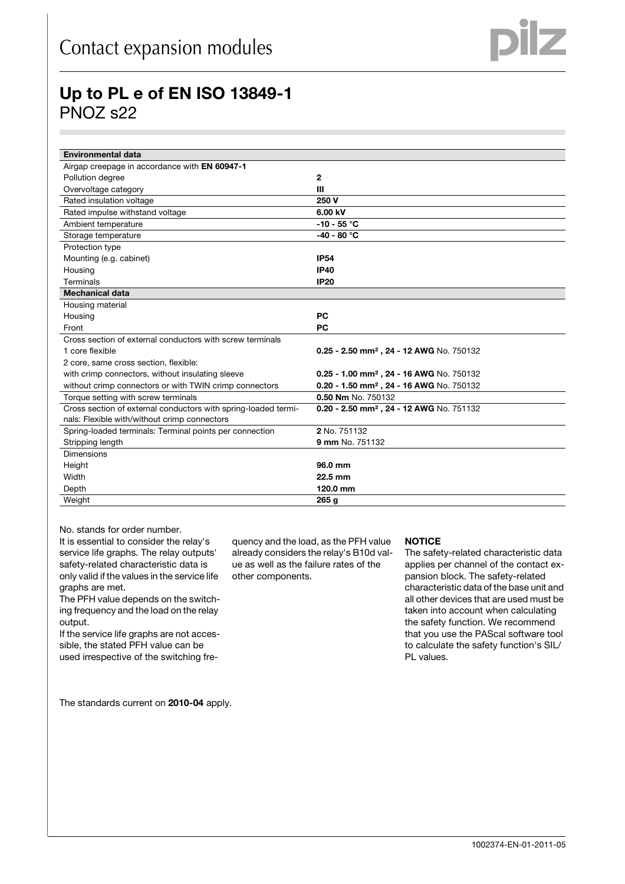# Contact expansion modules

## Up to PL e of EN ISO 13849-1
PNOZ s22

| **Environmental data** | |
|---|---|
| Airgap creepage in accordance with **EN 60947-1** | |
| Pollution degree | **2** |
| Overvoltage category | **III** |
| Rated insulation voltage | **250 V** |
| Rated impulse withstand voltage | **6.00 kV** |
| Ambient temperature | **-10 - 55 °C** |
| Storage temperature | **-40 - 80 °C** |
| Protection type | |
| Mounting (e.g. cabinet) | **IP54** |
| Housing | **IP40** |
| Terminals | **IP20** |
| **Mechanical data** | |
| Housing material | |
| Housing | **PC** |
| Front | **PC** |
| Cross section of external conductors with screw terminals | |
| 1 core flexible | **0.25 - 2.50 mm², 24 - 12 AWG** No. 750132 |
| 2 core, same cross section, flexible: | |
| with crimp connectors, without insulating sleeve | **0.25 - 1.00 mm², 24 - 16 AWG** No. 750132 |
| without crimp connectors or with TWIN crimp connectors | **0.20 - 1.50 mm², 24 - 16 AWG** No. 750132 |
| Torque setting with screw terminals | **0.50 Nm** No. 750132 |
| Cross section of external conductors with spring-loaded terminals: Flexible with/without crimp connectors | **0.20 - 2.50 mm², 24 - 12 AWG** No. 751132 |
| Spring-loaded terminals: Terminal points per connection | **2** No. 751132 |
| Stripping length | **9 mm** No. 751132 |
| Dimensions | |
| Height | **96.0 mm** |
| Width | **22.5 mm** |
| Depth | **120.0 mm** |
| Weight | **265 g** |

No. stands for order number.

It is essential to consider the relay's service life graphs. The relay outputs' safety-related characteristic data is only valid if the values in the service life graphs are met.

The PFH value depends on the switching frequency and the load on the relay output.

If the service life graphs are not accessible, the stated PFH value can be used irrespective of the switching frequency and the load, as the PFH value already considers the relay's B10d value as well as the failure rates of the other components.

**NOTICE**

The safety-related characteristic data applies per channel of the contact expansion block. The safety-related characteristic data of the base unit and all other devices that are used must be taken into account when calculating the safety function. We recommend that you use the PAScal software tool to calculate the safety function's SIL/PL values.

The standards current on **2010-04** apply.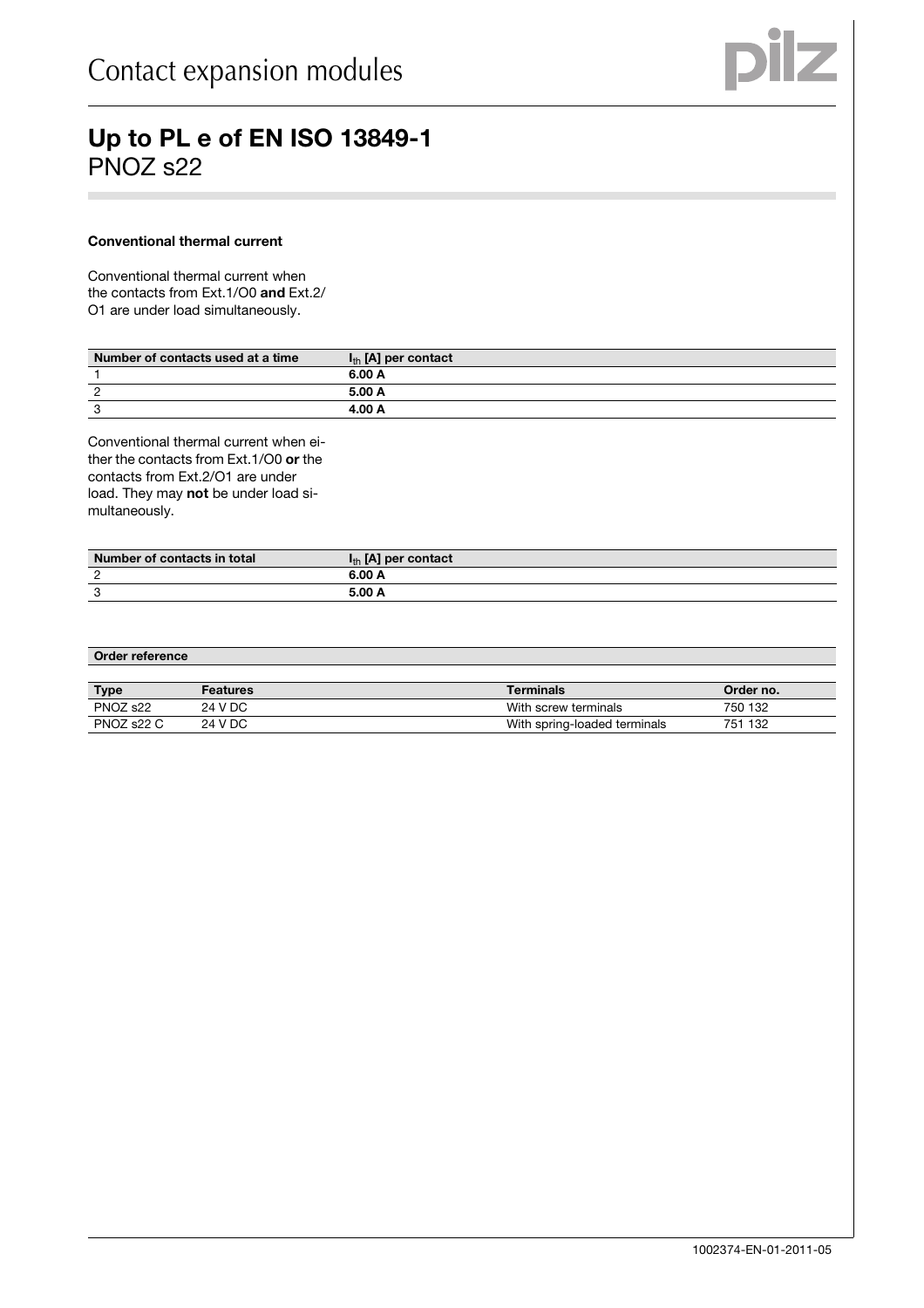### Conventional thermal current

Conventional thermal current when the contacts from Ext.1/O0 **and** Ext.2/O1 are under load simultaneously.

| Number of contacts used at a time | $I_{th}$ [A] per contact |
|---|---|
| 1 | **6.00 A** |
| 2 | **5.00 A** |
| 3 | **4.00 A** |

Conventional thermal current when either the contacts from Ext.1/O0 **or** the contacts from Ext.2/O1 are under load. They may **not** be under load simultaneously.

| Number of contacts in total | $I_{th}$ [A] per contact |
|---|---|
| 2 | **6.00 A** |
| 3 | **5.00 A** |

### Order reference

| Type | Features | Terminals | Order no. |
|---|---|---|---|
| PNOZ s22 | 24 V DC | With screw terminals | 750 132 |
| PNOZ s22 C | 24 V DC | With spring-loaded terminals | 751 132 |